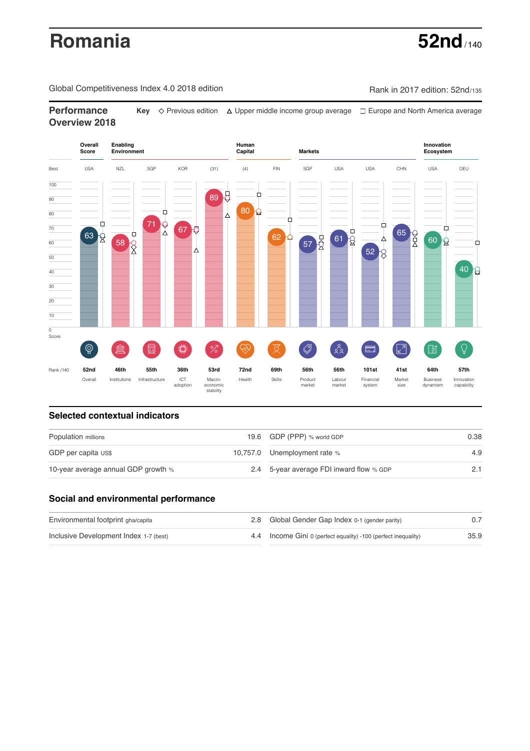# Romania

**52nd** / 140

Global Competitiveness Index 4.0 2018 edition

Rank in 2017 edition: 52nd/135

## Performance Overview 2018

**Key** ◇ Previous edition △ Upper middle income group average □ Europe and North America average

| | Overall Score | Enabling Environment | | | | Human Capital | | Markets | | | | Innovation Ecosystem | |
|---|---|---|---|---|---|---|---|---|---|---|---|---|---|
| Best | USA | NZL | SGP | KOR | (31) | (4) | FIN | SGP | USA | USA | CHN | USA | DEU |
| Score | 63 | 58 | 71 | 67 | 89 | 80 | 62 | 57 | 61 | 52 | 65 | 60 | 40 |
| Rank /140 | 52nd | 46th | 55th | 36th | 53rd | 72nd | 69th | 56th | 56th | 101st | 41st | 64th | 57th |
| | Overall | Institutions | Infrastructure | ICT adoption | Macro-economic stability | Health | Skills | Product market | Labour market | Financial system | Market size | Business dynamism | Innovation capability |

## Selected contextual indicators

| | | | |
|---|---|---|---|
| Population millions | 19.6 | GDP (PPP) % world GDP | 0.38 |
| GDP per capita US$ | 10,757.0 | Unemployment rate % | 4.9 |
| 10-year average annual GDP growth % | 2.4 | 5-year average FDI inward flow % GDP | 2.1 |

## Social and environmental performance

| | | | |
|---|---|---|---|
| Environmental footprint gha/capita | 2.8 | Global Gender Gap Index 0-1 (gender parity) | 0.7 |
| Inclusive Development Index 1-7 (best) | 4.4 | Income Gini 0 (perfect equality) -100 (perfect inequality) | 35.9 |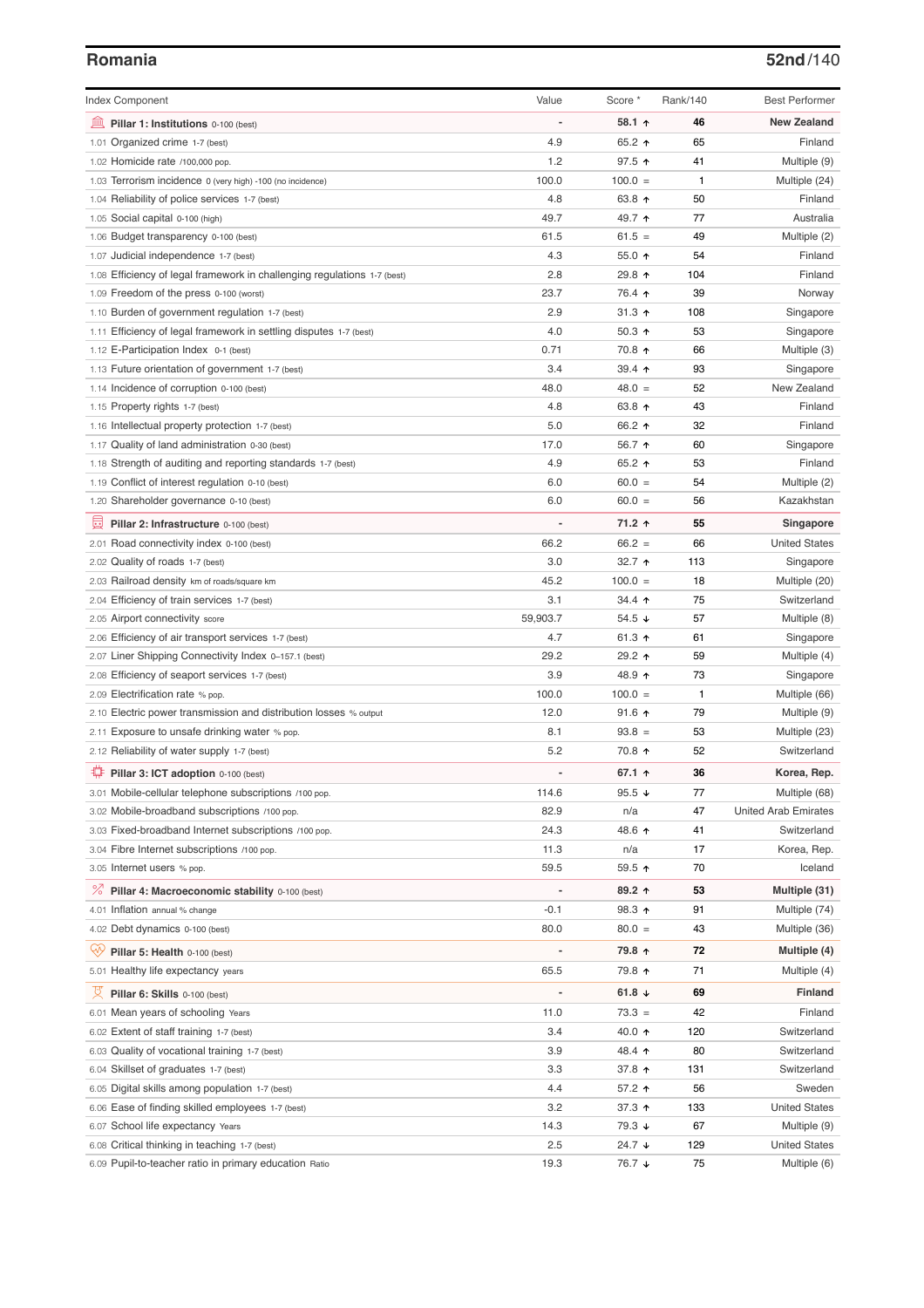## Romania

**52nd**/140

| Index Component | Value | Score * | Rank/140 | Best Performer |
|---|---|---|---|---|
| **Pillar 1: Institutions** 0-100 (best) | - | **58.1 ↑** | **46** | **New Zealand** |
| 1.01 Organized crime 1-7 (best) | 4.9 | 65.2 ↑ | 65 | Finland |
| 1.02 Homicide rate /100,000 pop. | 1.2 | 97.5 ↑ | 41 | Multiple (9) |
| 1.03 Terrorism incidence 0 (very high) -100 (no incidence) | 100.0 | 100.0 = | 1 | Multiple (24) |
| 1.04 Reliability of police services 1-7 (best) | 4.8 | 63.8 ↑ | 50 | Finland |
| 1.05 Social capital 0-100 (high) | 49.7 | 49.7 ↑ | 77 | Australia |
| 1.06 Budget transparency 0-100 (best) | 61.5 | 61.5 = | 49 | Multiple (2) |
| 1.07 Judicial independence 1-7 (best) | 4.3 | 55.0 ↑ | 54 | Finland |
| 1.08 Efficiency of legal framework in challenging regulations 1-7 (best) | 2.8 | 29.8 ↑ | 104 | Finland |
| 1.09 Freedom of the press 0-100 (worst) | 23.7 | 76.4 ↑ | 39 | Norway |
| 1.10 Burden of government regulation 1-7 (best) | 2.9 | 31.3 ↑ | 108 | Singapore |
| 1.11 Efficiency of legal framework in settling disputes 1-7 (best) | 4.0 | 50.3 ↑ | 53 | Singapore |
| 1.12 E-Participation Index 0-1 (best) | 0.71 | 70.8 ↑ | 66 | Multiple (3) |
| 1.13 Future orientation of government 1-7 (best) | 3.4 | 39.4 ↑ | 93 | Singapore |
| 1.14 Incidence of corruption 0-100 (best) | 48.0 | 48.0 = | 52 | New Zealand |
| 1.15 Property rights 1-7 (best) | 4.8 | 63.8 ↑ | 43 | Finland |
| 1.16 Intellectual property protection 1-7 (best) | 5.0 | 66.2 ↑ | 32 | Finland |
| 1.17 Quality of land administration 0-30 (best) | 17.0 | 56.7 ↑ | 60 | Singapore |
| 1.18 Strength of auditing and reporting standards 1-7 (best) | 4.9 | 65.2 ↑ | 53 | Finland |
| 1.19 Conflict of interest regulation 0-10 (best) | 6.0 | 60.0 = | 54 | Multiple (2) |
| 1.20 Shareholder governance 0-10 (best) | 6.0 | 60.0 = | 56 | Kazakhstan |
| **Pillar 2: Infrastructure** 0-100 (best) | - | **71.2 ↑** | **55** | **Singapore** |
| 2.01 Road connectivity index 0-100 (best) | 66.2 | 66.2 = | 66 | United States |
| 2.02 Quality of roads 1-7 (best) | 3.0 | 32.7 ↑ | 113 | Singapore |
| 2.03 Railroad density km of roads/square km | 45.2 | 100.0 = | 18 | Multiple (20) |
| 2.04 Efficiency of train services 1-7 (best) | 3.1 | 34.4 ↑ | 75 | Switzerland |
| 2.05 Airport connectivity score | 59,903.7 | 54.5 ↓ | 57 | Multiple (8) |
| 2.06 Efficiency of air transport services 1-7 (best) | 4.7 | 61.3 ↑ | 61 | Singapore |
| 2.07 Liner Shipping Connectivity Index 0–157.1 (best) | 29.2 | 29.2 ↑ | 59 | Multiple (4) |
| 2.08 Efficiency of seaport services 1-7 (best) | 3.9 | 48.9 ↑ | 73 | Singapore |
| 2.09 Electrification rate % pop. | 100.0 | 100.0 = | 1 | Multiple (66) |
| 2.10 Electric power transmission and distribution losses % output | 12.0 | 91.6 ↑ | 79 | Multiple (9) |
| 2.11 Exposure to unsafe drinking water % pop. | 8.1 | 93.8 = | 53 | Multiple (23) |
| 2.12 Reliability of water supply 1-7 (best) | 5.2 | 70.8 ↑ | 52 | Switzerland |
| **Pillar 3: ICT adoption** 0-100 (best) | - | **67.1 ↑** | **36** | **Korea, Rep.** |
| 3.01 Mobile-cellular telephone subscriptions /100 pop. | 114.6 | 95.5 ↓ | 77 | Multiple (68) |
| 3.02 Mobile-broadband subscriptions /100 pop. | 82.9 | n/a | 47 | United Arab Emirates |
| 3.03 Fixed-broadband Internet subscriptions /100 pop. | 24.3 | 48.6 ↑ | 41 | Switzerland |
| 3.04 Fibre Internet subscriptions /100 pop. | 11.3 | n/a | 17 | Korea, Rep. |
| 3.05 Internet users % pop. | 59.5 | 59.5 ↑ | 70 | Iceland |
| **Pillar 4: Macroeconomic stability** 0-100 (best) | - | **89.2 ↑** | **53** | **Multiple (31)** |
| 4.01 Inflation annual % change | -0.1 | 98.3 ↑ | 91 | Multiple (74) |
| 4.02 Debt dynamics 0-100 (best) | 80.0 | 80.0 = | 43 | Multiple (36) |
| **Pillar 5: Health** 0-100 (best) | - | **79.8 ↑** | **72** | **Multiple (4)** |
| 5.01 Healthy life expectancy years | 65.5 | 79.8 ↑ | 71 | Multiple (4) |
| **Pillar 6: Skills** 0-100 (best) | - | **61.8 ↓** | **69** | **Finland** |
| 6.01 Mean years of schooling Years | 11.0 | 73.3 = | 42 | Finland |
| 6.02 Extent of staff training 1-7 (best) | 3.4 | 40.0 ↑ | 120 | Switzerland |
| 6.03 Quality of vocational training 1-7 (best) | 3.9 | 48.4 ↑ | 80 | Switzerland |
| 6.04 Skillset of graduates 1-7 (best) | 3.3 | 37.8 ↑ | 131 | Switzerland |
| 6.05 Digital skills among population 1-7 (best) | 4.4 | 57.2 ↑ | 56 | Sweden |
| 6.06 Ease of finding skilled employees 1-7 (best) | 3.2 | 37.3 ↑ | 133 | United States |
| 6.07 School life expectancy Years | 14.3 | 79.3 ↓ | 67 | Multiple (9) |
| 6.08 Critical thinking in teaching 1-7 (best) | 2.5 | 24.7 ↓ | 129 | United States |
| 6.09 Pupil-to-teacher ratio in primary education Ratio | 19.3 | 76.7 ↓ | 75 | Multiple (6) |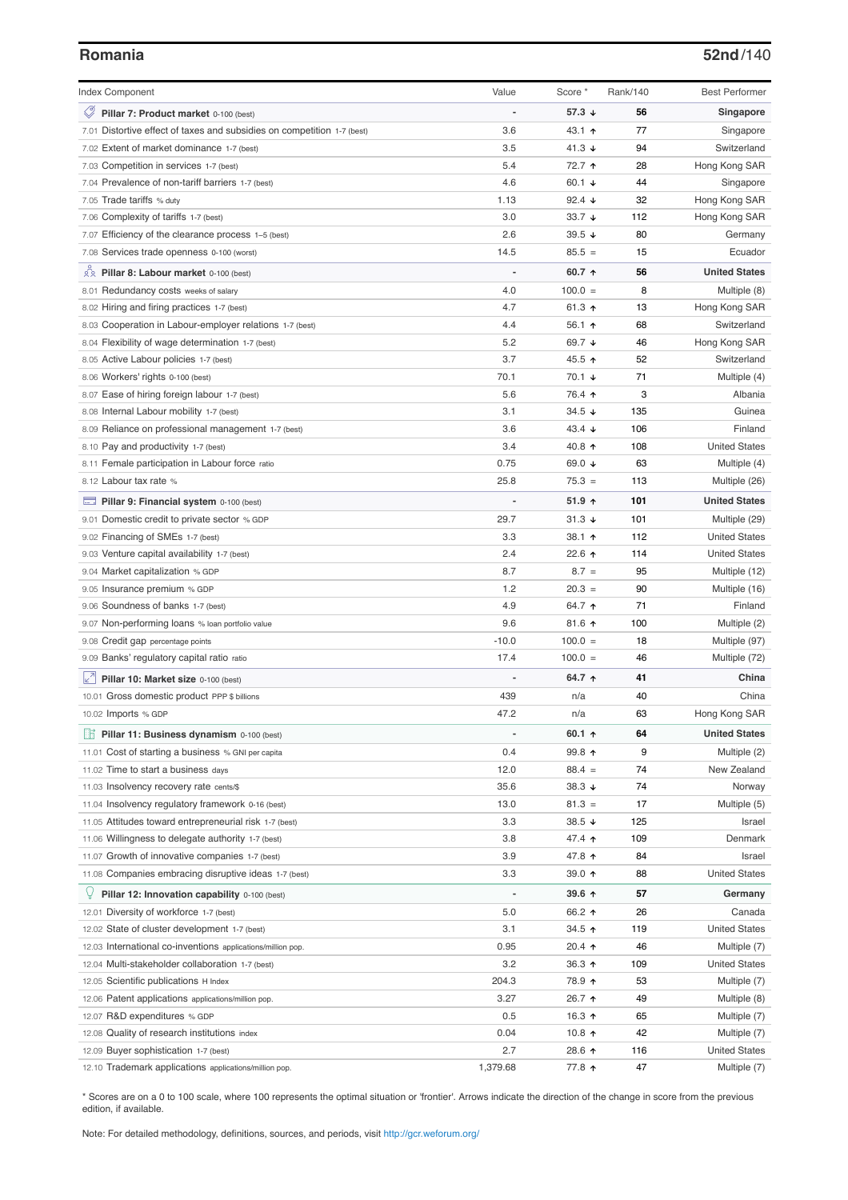## Romania

**52nd**/140

| Index Component | Value | Score * | Rank/140 | Best Performer |
|---|---|---|---|---|
| **Pillar 7: Product market** 0-100 (best) | - | **57.3 ↓** | **56** | **Singapore** |
| 7.01 Distortive effect of taxes and subsidies on competition 1-7 (best) | 3.6 | 43.1 ↑ | 77 | Singapore |
| 7.02 Extent of market dominance 1-7 (best) | 3.5 | 41.3 ↓ | 94 | Switzerland |
| 7.03 Competition in services 1-7 (best) | 5.4 | 72.7 ↑ | 28 | Hong Kong SAR |
| 7.04 Prevalence of non-tariff barriers 1-7 (best) | 4.6 | 60.1 ↓ | 44 | Singapore |
| 7.05 Trade tariffs % duty | 1.13 | 92.4 ↓ | 32 | Hong Kong SAR |
| 7.06 Complexity of tariffs 1-7 (best) | 3.0 | 33.7 ↓ | 112 | Hong Kong SAR |
| 7.07 Efficiency of the clearance process 1–5 (best) | 2.6 | 39.5 ↓ | 80 | Germany |
| 7.08 Services trade openness 0-100 (worst) | 14.5 | 85.5 = | 15 | Ecuador |
| **Pillar 8: Labour market** 0-100 (best) | - | **60.7 ↑** | **56** | **United States** |
| 8.01 Redundancy costs weeks of salary | 4.0 | 100.0 = | 8 | Multiple (8) |
| 8.02 Hiring and firing practices 1-7 (best) | 4.7 | 61.3 ↑ | 13 | Hong Kong SAR |
| 8.03 Cooperation in Labour-employer relations 1-7 (best) | 4.4 | 56.1 ↑ | 68 | Switzerland |
| 8.04 Flexibility of wage determination 1-7 (best) | 5.2 | 69.7 ↓ | 46 | Hong Kong SAR |
| 8.05 Active Labour policies 1-7 (best) | 3.7 | 45.5 ↑ | 52 | Switzerland |
| 8.06 Workers' rights 0-100 (best) | 70.1 | 70.1 ↓ | 71 | Multiple (4) |
| 8.07 Ease of hiring foreign labour 1-7 (best) | 5.6 | 76.4 ↑ | 3 | Albania |
| 8.08 Internal Labour mobility 1-7 (best) | 3.1 | 34.5 ↓ | 135 | Guinea |
| 8.09 Reliance on professional management 1-7 (best) | 3.6 | 43.4 ↓ | 106 | Finland |
| 8.10 Pay and productivity 1-7 (best) | 3.4 | 40.8 ↑ | 108 | United States |
| 8.11 Female participation in Labour force ratio | 0.75 | 69.0 ↓ | 63 | Multiple (4) |
| 8.12 Labour tax rate % | 25.8 | 75.3 = | 113 | Multiple (26) |
| **Pillar 9: Financial system** 0-100 (best) | - | **51.9 ↑** | **101** | **United States** |
| 9.01 Domestic credit to private sector % GDP | 29.7 | 31.3 ↓ | 101 | Multiple (29) |
| 9.02 Financing of SMEs 1-7 (best) | 3.3 | 38.1 ↑ | 112 | United States |
| 9.03 Venture capital availability 1-7 (best) | 2.4 | 22.6 ↑ | 114 | United States |
| 9.04 Market capitalization % GDP | 8.7 | 8.7 = | 95 | Multiple (12) |
| 9.05 Insurance premium % GDP | 1.2 | 20.3 = | 90 | Multiple (16) |
| 9.06 Soundness of banks 1-7 (best) | 4.9 | 64.7 ↑ | 71 | Finland |
| 9.07 Non-performing loans % loan portfolio value | 9.6 | 81.6 ↑ | 100 | Multiple (2) |
| 9.08 Credit gap percentage points | -10.0 | 100.0 = | 18 | Multiple (97) |
| 9.09 Banks' regulatory capital ratio ratio | 17.4 | 100.0 = | 46 | Multiple (72) |
| **Pillar 10: Market size** 0-100 (best) | - | **64.7 ↑** | **41** | **China** |
| 10.01 Gross domestic product PPP $ billions | 439 | n/a | 40 | China |
| 10.02 Imports % GDP | 47.2 | n/a | 63 | Hong Kong SAR |
| **Pillar 11: Business dynamism** 0-100 (best) | - | **60.1 ↑** | **64** | **United States** |
| 11.01 Cost of starting a business % GNI per capita | 0.4 | 99.8 ↑ | 9 | Multiple (2) |
| 11.02 Time to start a business days | 12.0 | 88.4 = | 74 | New Zealand |
| 11.03 Insolvency recovery rate cents/$ | 35.6 | 38.3 ↓ | 74 | Norway |
| 11.04 Insolvency regulatory framework 0-16 (best) | 13.0 | 81.3 = | 17 | Multiple (5) |
| 11.05 Attitudes toward entrepreneurial risk 1-7 (best) | 3.3 | 38.5 ↓ | 125 | Israel |
| 11.06 Willingness to delegate authority 1-7 (best) | 3.8 | 47.4 ↑ | 109 | Denmark |
| 11.07 Growth of innovative companies 1-7 (best) | 3.9 | 47.8 ↑ | 84 | Israel |
| 11.08 Companies embracing disruptive ideas 1-7 (best) | 3.3 | 39.0 ↑ | 88 | United States |
| **Pillar 12: Innovation capability** 0-100 (best) | - | **39.6 ↑** | **57** | **Germany** |
| 12.01 Diversity of workforce 1-7 (best) | 5.0 | 66.2 ↑ | 26 | Canada |
| 12.02 State of cluster development 1-7 (best) | 3.1 | 34.5 ↑ | 119 | United States |
| 12.03 International co-inventions applications/million pop. | 0.95 | 20.4 ↑ | 46 | Multiple (7) |
| 12.04 Multi-stakeholder collaboration 1-7 (best) | 3.2 | 36.3 ↑ | 109 | United States |
| 12.05 Scientific publications H Index | 204.3 | 78.9 ↑ | 53 | Multiple (7) |
| 12.06 Patent applications applications/million pop. | 3.27 | 26.7 ↑ | 49 | Multiple (8) |
| 12.07 R&D expenditures % GDP | 0.5 | 16.3 ↑ | 65 | Multiple (7) |
| 12.08 Quality of research institutions index | 0.04 | 10.8 ↑ | 42 | Multiple (7) |
| 12.09 Buyer sophistication 1-7 (best) | 2.7 | 28.6 ↑ | 116 | United States |
| 12.10 Trademark applications applications/million pop. | 1,379.68 | 77.8 ↑ | 47 | Multiple (7) |

* Scores are on a 0 to 100 scale, where 100 represents the optimal situation or 'frontier'. Arrows indicate the direction of the change in score from the previous edition, if available.

Note: For detailed methodology, definitions, sources, and periods, visit http://gcr.weforum.org/